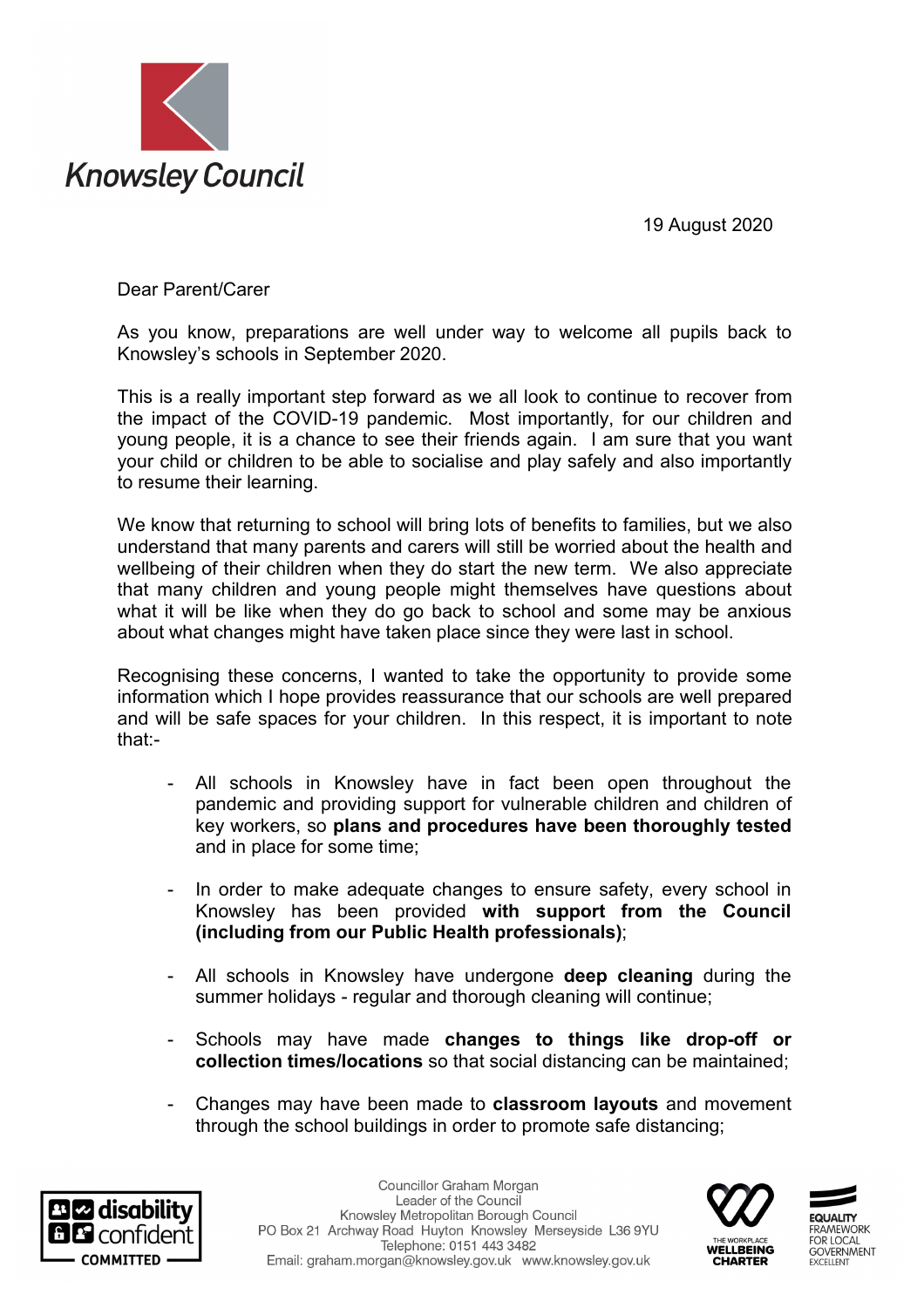Knowsley Council

19 August 2020

Dear Parent/Carer

As you know, preparations are well under way to welcome all pupils back to Knowsley's schools in September 2020.

This is a really important step forward as we all look to continue to recover from the impact of the COVID-19 pandemic. Most importantly, for our children and young people, it is a chance to see their friends again. I am sure that you want your child or children to be able to socialise and play safely and also importantly to resume their learning.

We know that returning to school will bring lots of benefits to families, but we also understand that many parents and carers will still be worried about the health and wellbeing of their children when they do start the new term. We also appreciate that many children and young people might themselves have questions about what it will be like when they do go back to school and some may be anxious about what changes might have taken place since they were last in school.

Recognising these concerns, I wanted to take the opportunity to provide some information which I hope provides reassurance that our schools are well prepared and will be safe spaces for your children. In this respect, it is important to note that:-

- All schools in Knowsley have in fact been open throughout the pandemic and providing support for vulnerable children and children of key workers, so **plans and procedures have been thoroughly tested** and in place for some time;

- In order to make adequate changes to ensure safety, every school in Knowsley has been provided **with support from the Council (including from our Public Health professionals)**;

- All schools in Knowsley have undergone **deep cleaning** during the summer holidays - regular and thorough cleaning will continue;

- Schools may have made **changes to things like drop-off or collection times/locations** so that social distancing can be maintained;

- Changes may have been made to **classroom layouts** and movement through the school buildings in order to promote safe distancing;

Councillor Graham Morgan
Leader of the Council
Knowsley Metropolitan Borough Council
PO Box 21 Archway Road Huyton Knowsley Merseyside L36 9YU
Telephone: 0151 443 3482
Email: graham.morgan@knowsley.gov.uk www.knowsley.gov.uk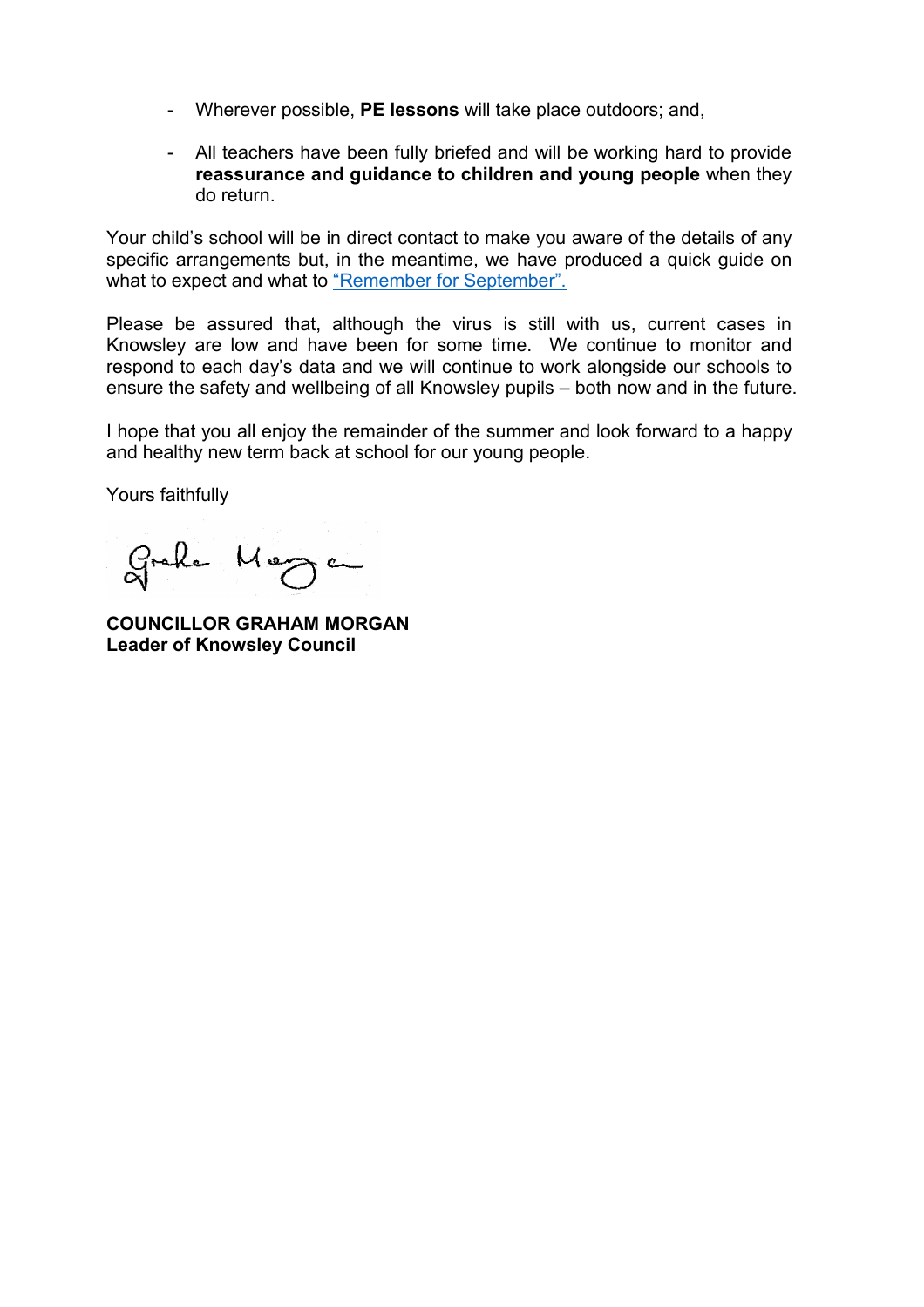- Wherever possible, **PE lessons** will take place outdoors; and,
- All teachers have been fully briefed and will be working hard to provide **reassurance and guidance to children and young people** when they do return.

Your child's school will be in direct contact to make you aware of the details of any specific arrangements but, in the meantime, we have produced a quick guide on what to expect and what to "Remember for September".

Please be assured that, although the virus is still with us, current cases in Knowsley are low and have been for some time. We continue to monitor and respond to each day's data and we will continue to work alongside our schools to ensure the safety and wellbeing of all Knowsley pupils – both now and in the future.

I hope that you all enjoy the remainder of the summer and look forward to a happy and healthy new term back at school for our young people.

Yours faithfully

**COUNCILLOR GRAHAM MORGAN**
**Leader of Knowsley Council**